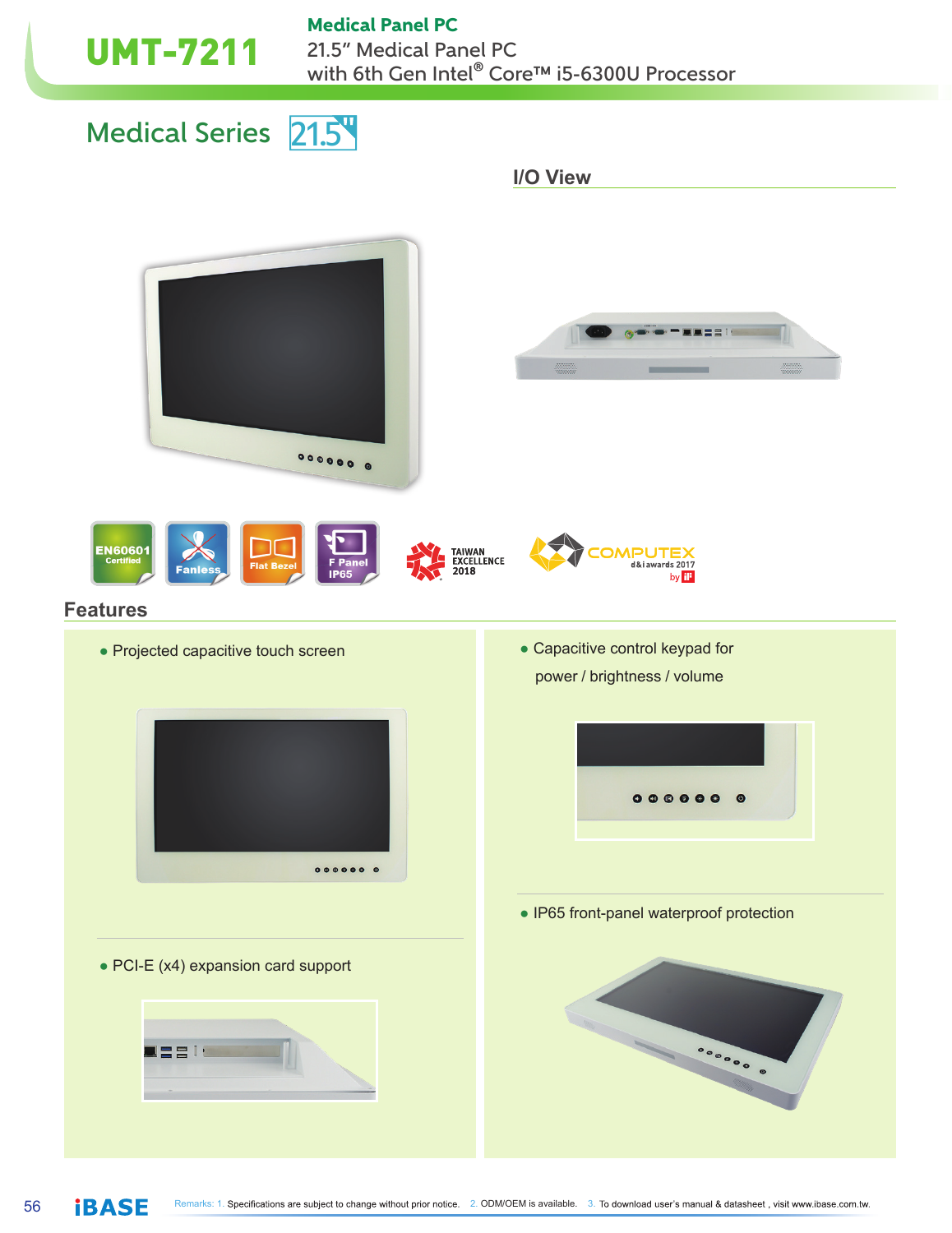# UMT-7211

**Medical Panel PC**

21.5" Medical Panel PC
with 6th Gen Intel® Core™ i5-6300U Processor

## Medical Series 21.5"

### I/O View

EN60601 Certified | Fanless | Flat Bezel | F Panel IP65

TAIWAN EXCELLENCE 2018

COMPUTEX d&i awards 2017 by iF

## Features

- Projected capacitive touch screen
- PCI-E (x4) expansion card support
- Capacitive control keypad for power / brightness / volume
- IP65 front-panel waterproof protection

Remarks: 1. Specifications are subject to change without prior notice. 2. ODM/OEM is available. 3. To download user's manual & datasheet , visit www.ibase.com.tw.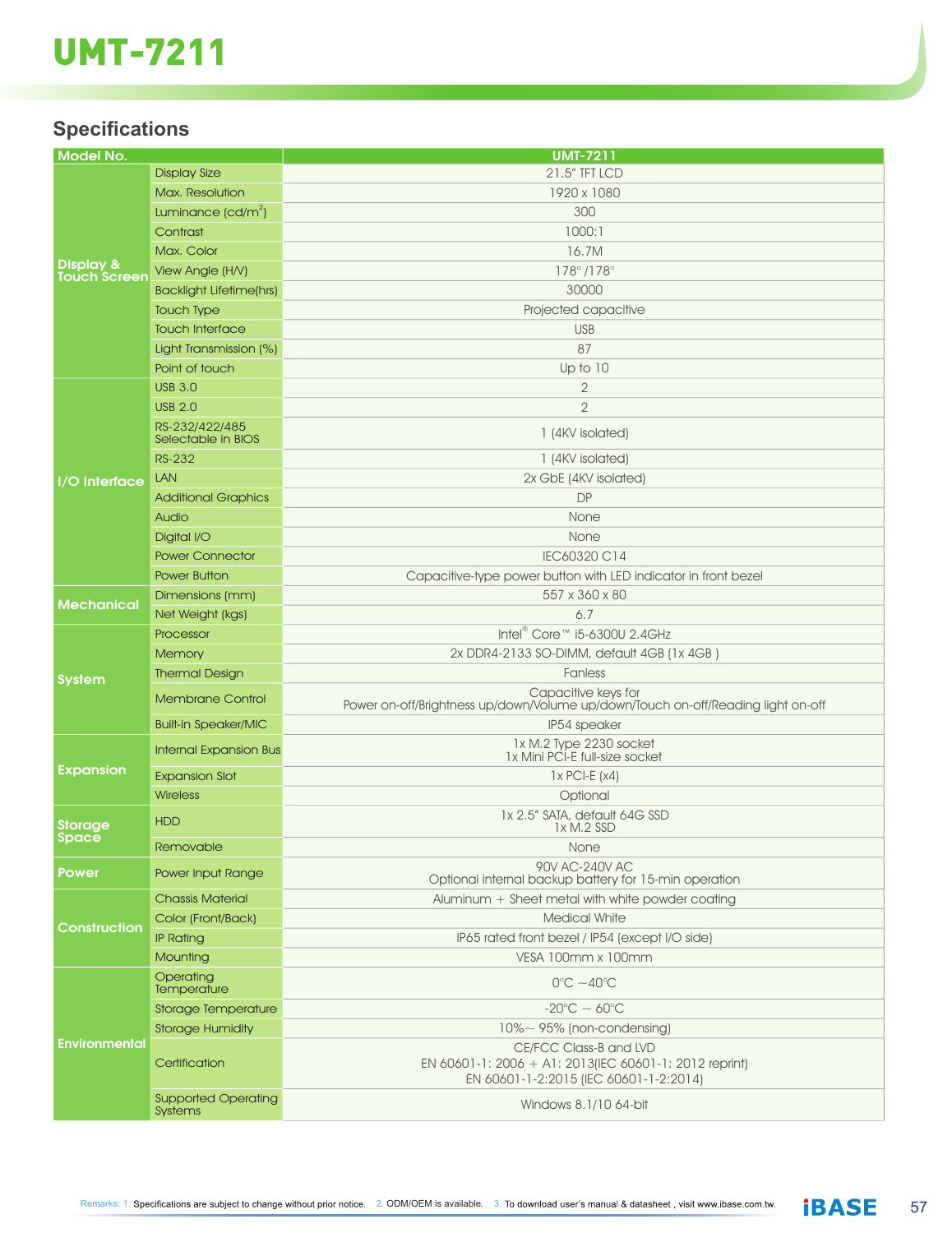# UMT-7211

## Specifications

| Model No. | | UMT-7211 |
|---|---|---|
| Display & Touch Screen | Display Size | 21.5" TFT LCD |
| | Max. Resolution | 1920 x 1080 |
| | Luminance (cd/m$^2$) | 300 |
| | Contrast | 1000:1 |
| | Max. Color | 16.7M |
| | View Angle (H/V) | 178° /178° |
| | Backlight Lifetime(hrs) | 30000 |
| | Touch Type | Projected capacitive |
| | Touch Interface | USB |
| | Light Transmission (%) | 87 |
| | Point of touch | Up to 10 |
| I/O Interface | USB 3.0 | 2 |
| | USB 2.0 | 2 |
| | RS-232/422/485 Selectable in BIOS | 1 (4KV isolated) |
| | RS-232 | 1 (4KV isolated) |
| | LAN | 2x GbE (4KV isolated) |
| | Additional Graphics | DP |
| | Audio | None |
| | Digital I/O | None |
| | Power Connector | IEC60320 C14 |
| | Power Button | Capacitive-type power button with LED indicator in front bezel |
| Mechanical | Dimensions (mm) | 557 x 360 x 80 |
| | Net Weight (kgs) | 6.7 |
| System | Processor | Intel® Core™ i5-6300U 2.4GHz |
| | Memory | 2x DDR4-2133 SO-DIMM, default 4GB (1x 4GB ) |
| | Thermal Design | Fanless |
| | Membrane Control | Capacitive keys for<br>Power on-off/Brightness up/down/Volume up/down/Touch on-off/Reading light on-off |
| | Built-in Speaker/MIC | IP54 speaker |
| Expansion | Internal Expansion Bus | 1x M.2 Type 2230 socket<br>1x Mini PCI-E full-size socket |
| | Expansion Slot | 1x PCI-E (x4) |
| | Wireless | Optional |
| Storage Space | HDD | 1x 2.5" SATA, default 64G SSD<br>1x M.2 SSD |
| | Removable | None |
| Power | Power Input Range | 90V AC-240V AC<br>Optional internal backup battery for 15-min operation |
| Construction | Chassis Material | Aluminum + Sheet metal with white powder coating |
| | Color (Front/Back) | Medical White |
| | IP Rating | IP65 rated front bezel / IP54 (except I/O side) |
| | Mounting | VESA 100mm x 100mm |
| Environmental | Operating Temperature | 0°C ~40°C |
| | Storage Temperature | -20°C ~ 60°C |
| | Storage Humidity | 10%~ 95% (non-condensing) |
| | Certification | CE/FCC Class-B and LVD<br>EN 60601-1: 2006 + A1: 2013(IEC 60601-1: 2012 reprint)<br>EN 60601-1-2:2015 (IEC 60601-1-2:2014) |
| | Supported Operating Systems | Windows 8.1/10 64-bit |

Remarks: 1. Specifications are subject to change without prior notice. 2. ODM/OEM is available. 3. To download user's manual & datasheet , visit www.ibase.com.tw.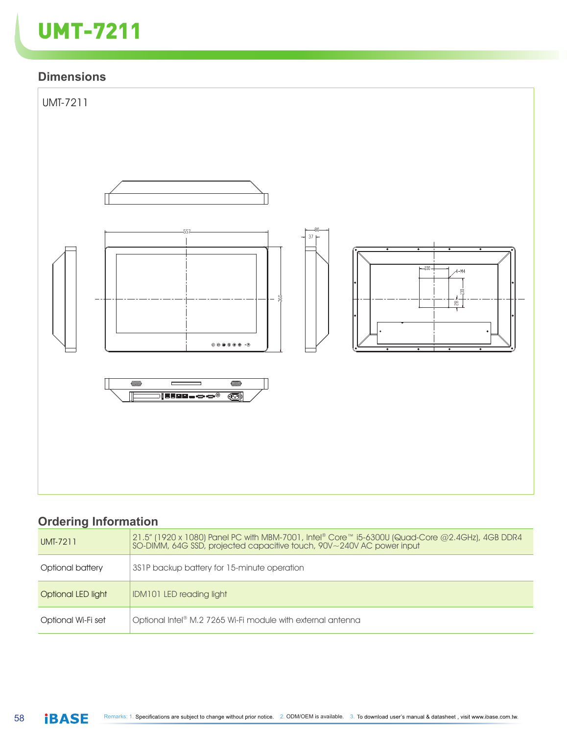# UMT-7211

## Dimensions

UMT-7211

557

360

80

37

100

4-M4

100

28

## Ordering Information

| | |
|---|---|
| UMT-7211 | 21.5" (1920 x 1080) Panel PC with MBM-7001, Intel® Core™ i5-6300U (Quad-Core @2.4GHz), 4GB DDR4 SO-DIMM, 64G SSD, projected capacitive touch, 90V~240V AC power input |
| Optional battery | 3S1P backup battery for 15-minute operation |
| Optional LED light | IDM101 LED reading light |
| Optional Wi-Fi set | Optional Intel® M.2 7265 Wi-Fi module with external antenna |

Remarks: 1. Specifications are subject to change without prior notice. 2. ODM/OEM is available. 3. To download user's manual & datasheet , visit www.ibase.com.tw.